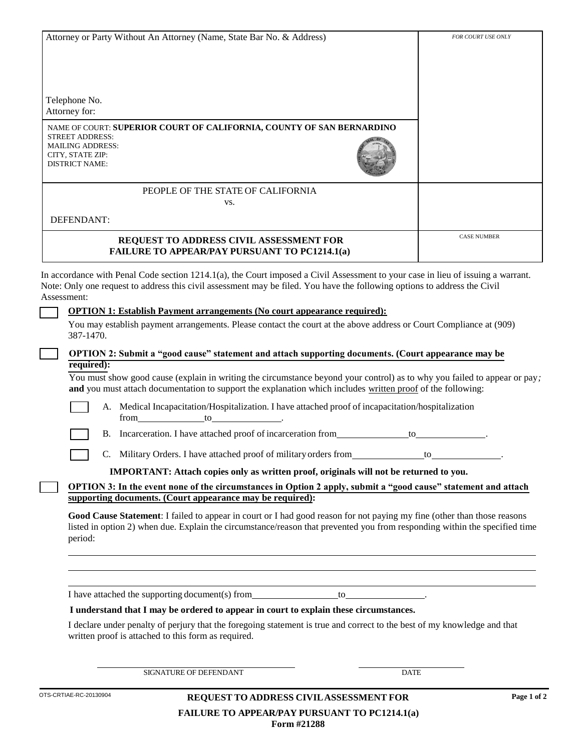| Attorney or Party Without An Attorney (Name, State Bar No. & Address)<br><br>Telephone No.<br>Attorney for: | *FOR COURT USE ONLY* |
|---|---|
| NAME OF COURT: **SUPERIOR COURT OF CALIFORNIA, COUNTY OF SAN BERNARDINO**<br>STREET ADDRESS:<br>MAILING ADDRESS:<br>CITY, STATE ZIP:<br>DISTRICT NAME: | |
| PEOPLE OF THE STATE OF CALIFORNIA<br>vs.<br>DEFENDANT: | |
| **REQUEST TO ADDRESS CIVIL ASSESSMENT FOR FAILURE TO APPEAR/PAY PURSUANT TO PC1214.1(a)** | CASE NUMBER |

In accordance with Penal Code section 1214.1(a), the Court imposed a Civil Assessment to your case in lieu of issuing a warrant. Note: Only one request to address this civil assessment may be filed. You have the following options to address the Civil Assessment:

☐ **OPTION 1: Establish Payment arrangements (No court appearance required):**

You may establish payment arrangements. Please contact the court at the above address or Court Compliance at (909) 387-1470.

☐ **OPTION 2: Submit a "good cause" statement and attach supporting documents. (Court appearance may be required):**

You must show good cause (explain in writing the circumstance beyond your control) as to why you failed to appear or pay; **and** you must attach documentation to support the explanation which includes written proof of the following:

☐ A. Medical Incapacitation/Hospitalization. I have attached proof of incapacitation/hospitalization from\_\_\_\_\_\_\_\_\_\_\_\_\_\_to\_\_\_\_\_\_\_\_\_\_\_\_\_\_.

☐ B. Incarceration. I have attached proof of incarceration from\_\_\_\_\_\_\_\_\_\_\_\_\_\_to\_\_\_\_\_\_\_\_\_\_\_\_\_\_.

☐ C. Military Orders. I have attached proof of military orders from\_\_\_\_\_\_\_\_\_\_\_\_\_\_to\_\_\_\_\_\_\_\_\_\_\_\_\_\_.

**IMPORTANT: Attach copies only as written proof, originals will not be returned to you.**

☐ **OPTION 3: In the event none of the circumstances in Option 2 apply, submit a "good cause" statement and attach supporting documents. (Court appearance may be required):**

**Good Cause Statement**: I failed to appear in court or I had good reason for not paying my fine (other than those reasons listed in option 2) when due. Explain the circumstance/reason that prevented you from responding within the specified time period:

\_\_\_\_\_\_\_\_\_\_\_\_\_\_\_\_\_\_\_\_\_\_\_\_\_\_\_\_\_\_\_\_\_\_\_\_\_\_\_\_\_\_\_\_\_\_\_\_\_\_\_\_\_\_\_\_\_\_\_\_\_\_\_\_\_\_\_\_\_\_\_\_\_\_\_\_

\_\_\_\_\_\_\_\_\_\_\_\_\_\_\_\_\_\_\_\_\_\_\_\_\_\_\_\_\_\_\_\_\_\_\_\_\_\_\_\_\_\_\_\_\_\_\_\_\_\_\_\_\_\_\_\_\_\_\_\_\_\_\_\_\_\_\_\_\_\_\_\_\_\_\_\_

\_\_\_\_\_\_\_\_\_\_\_\_\_\_\_\_\_\_\_\_\_\_\_\_\_\_\_\_\_\_\_\_\_\_\_\_\_\_\_\_\_\_\_\_\_\_\_\_\_\_\_\_\_\_\_\_\_\_\_\_\_\_\_\_\_\_\_\_\_\_\_\_\_\_\_\_

I have attached the supporting document(s) from\_\_\_\_\_\_\_\_\_\_\_\_\_\_\_\_\_to\_\_\_\_\_\_\_\_\_\_\_\_\_\_\_\_.

**I understand that I may be ordered to appear in court to explain these circumstances.**

I declare under penalty of perjury that the foregoing statement is true and correct to the best of my knowledge and that written proof is attached to this form as required.

\_\_\_\_\_\_\_\_\_\_\_\_\_\_\_\_\_\_\_\_\_\_\_\_\_\_\_\_\_\_\_\_ \_\_\_\_\_\_\_\_\_\_\_\_\_\_\_\_\_\_\_\_
SIGNATURE OF DEFENDANT DATE

OTS-CRTIAE-RC-20130904

**REQUEST TO ADDRESS CIVIL ASSESSMENT FOR FAILURE TO APPEAR/PAY PURSUANT TO PC1214.1(a)**
**Form #21288**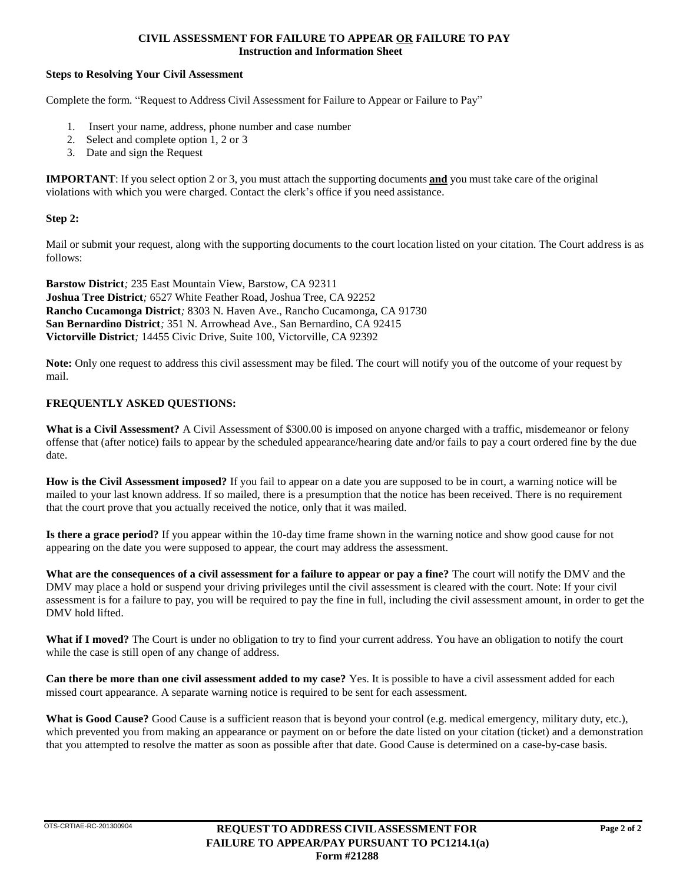# CIVIL ASSESSMENT FOR FAILURE TO APPEAR OR FAILURE TO PAY

## Instruction and Information Sheet

**Steps to Resolving Your Civil Assessment**

Complete the form. "Request to Address Civil Assessment for Failure to Appear or Failure to Pay"

1. Insert your name, address, phone number and case number
2. Select and complete option 1, 2 or 3
3. Date and sign the Request

**IMPORTANT**: If you select option 2 or 3, you must attach the supporting documents **and** you must take care of the original violations with which you were charged. Contact the clerk's office if you need assistance.

**Step 2:**

Mail or submit your request, along with the supporting documents to the court location listed on your citation. The Court address is as follows:

**Barstow District**; 235 East Mountain View, Barstow, CA 92311
**Joshua Tree District**; 6527 White Feather Road, Joshua Tree, CA 92252
**Rancho Cucamonga District**; 8303 N. Haven Ave., Rancho Cucamonga, CA 91730
**San Bernardino District**; 351 N. Arrowhead Ave., San Bernardino, CA 92415
**Victorville District**; 14455 Civic Drive, Suite 100, Victorville, CA 92392

**Note:** Only one request to address this civil assessment may be filed. The court will notify you of the outcome of your request by mail.

**FREQUENTLY ASKED QUESTIONS:**

**What is a Civil Assessment?** A Civil Assessment of $300.00 is imposed on anyone charged with a traffic, misdemeanor or felony offense that (after notice) fails to appear by the scheduled appearance/hearing date and/or fails to pay a court ordered fine by the due date.

**How is the Civil Assessment imposed?** If you fail to appear on a date you are supposed to be in court, a warning notice will be mailed to your last known address. If so mailed, there is a presumption that the notice has been received. There is no requirement that the court prove that you actually received the notice, only that it was mailed.

**Is there a grace period?** If you appear within the 10-day time frame shown in the warning notice and show good cause for not appearing on the date you were supposed to appear, the court may address the assessment.

**What are the consequences of a civil assessment for a failure to appear or pay a fine?** The court will notify the DMV and the DMV may place a hold or suspend your driving privileges until the civil assessment is cleared with the court. Note: If your civil assessment is for a failure to pay, you will be required to pay the fine in full, including the civil assessment amount, in order to get the DMV hold lifted.

**What if I moved?** The Court is under no obligation to try to find your current address. You have an obligation to notify the court while the case is still open of any change of address.

**Can there be more than one civil assessment added to my case?** Yes. It is possible to have a civil assessment added for each missed court appearance. A separate warning notice is required to be sent for each assessment.

**What is Good Cause?** Good Cause is a sufficient reason that is beyond your control (e.g. medical emergency, military duty, etc.), which prevented you from making an appearance or payment on or before the date listed on your citation (ticket) and a demonstration that you attempted to resolve the matter as soon as possible after that date. Good Cause is determined on a case-by-case basis.

OTS-CRTIAE-RC-201300904

**REQUEST TO ADDRESS CIVIL ASSESSMENT FOR FAILURE TO APPEAR/PAY PURSUANT TO PC1214.1(a)**
**Form #21288**